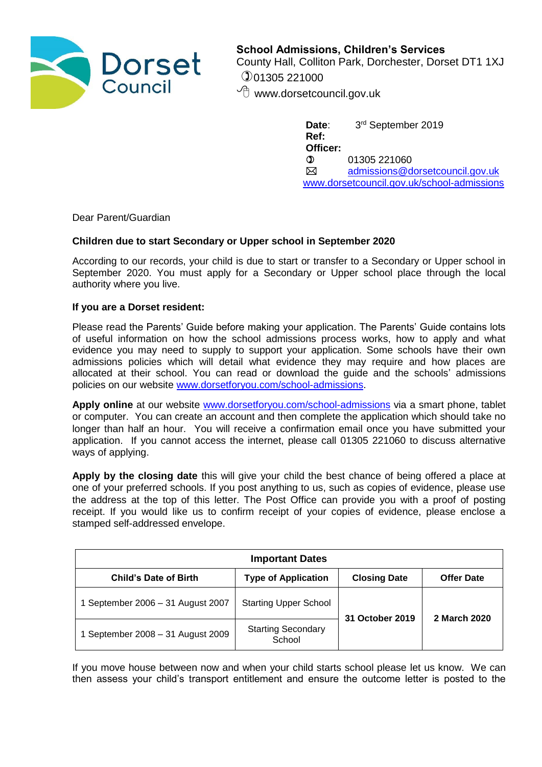Dorset Council

**School Admissions, Children's Services**
County Hall, Colliton Park, Dorchester, Dorset DT1 1XJ
01305 221000
www.dorsetcouncil.gov.uk

**Date**: 3rd September 2019
**Ref:**
**Officer:**
01305 221060
admissions@dorsetcouncil.gov.uk
www.dorsetcouncil.gov.uk/school-admissions

Dear Parent/Guardian

**Children due to start Secondary or Upper school in September 2020**

According to our records, your child is due to start or transfer to a Secondary or Upper school in September 2020. You must apply for a Secondary or Upper school place through the local authority where you live.

**If you are a Dorset resident:**

Please read the Parents' Guide before making your application. The Parents' Guide contains lots of useful information on how the school admissions process works, how to apply and what evidence you may need to supply to support your application. Some schools have their own admissions policies which will detail what evidence they may require and how places are allocated at their school. You can read or download the guide and the schools' admissions policies on our website www.dorsetforyou.com/school-admissions.

**Apply online** at our website www.dorsetforyou.com/school-admissions via a smart phone, tablet or computer. You can create an account and then complete the application which should take no longer than half an hour. You will receive a confirmation email once you have submitted your application. If you cannot access the internet, please call 01305 221060 to discuss alternative ways of applying.

**Apply by the closing date** this will give your child the best chance of being offered a place at one of your preferred schools. If you post anything to us, such as copies of evidence, please use the address at the top of this letter. The Post Office can provide you with a proof of posting receipt. If you would like us to confirm receipt of your copies of evidence, please enclose a stamped self-addressed envelope.

| **Important Dates** | | | |
|---|---|---|---|
| **Child's Date of Birth** | **Type of Application** | **Closing Date** | **Offer Date** |
| 1 September 2006 – 31 August 2007 | Starting Upper School | **31 October 2019** | **2 March 2020** |
| 1 September 2008 – 31 August 2009 | Starting Secondary School | | |

If you move house between now and when your child starts school please let us know. We can then assess your child's transport entitlement and ensure the outcome letter is posted to the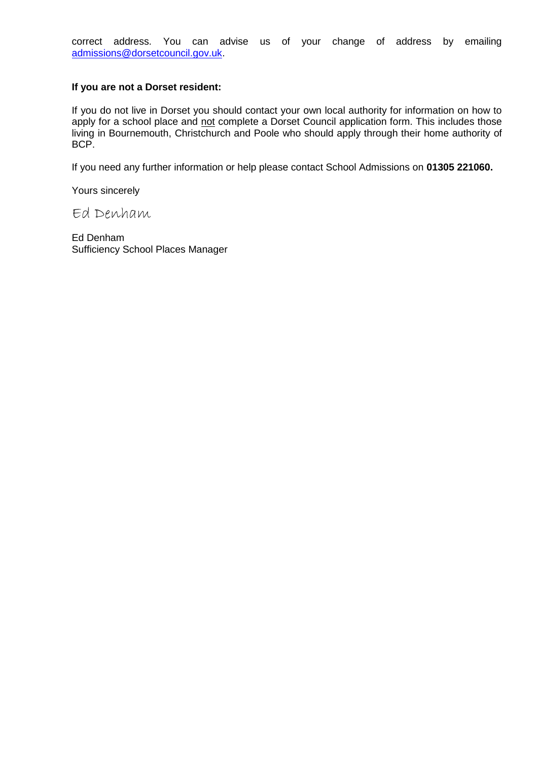correct address. You can advise us of your change of address by emailing admissions@dorsetcouncil.gov.uk.

**If you are not a Dorset resident:**

If you do not live in Dorset you should contact your own local authority for information on how to apply for a school place and not complete a Dorset Council application form. This includes those living in Bournemouth, Christchurch and Poole who should apply through their home authority of BCP.

If you need any further information or help please contact School Admissions on **01305 221060.**

Yours sincerely

Ed Denham

Ed Denham
Sufficiency School Places Manager